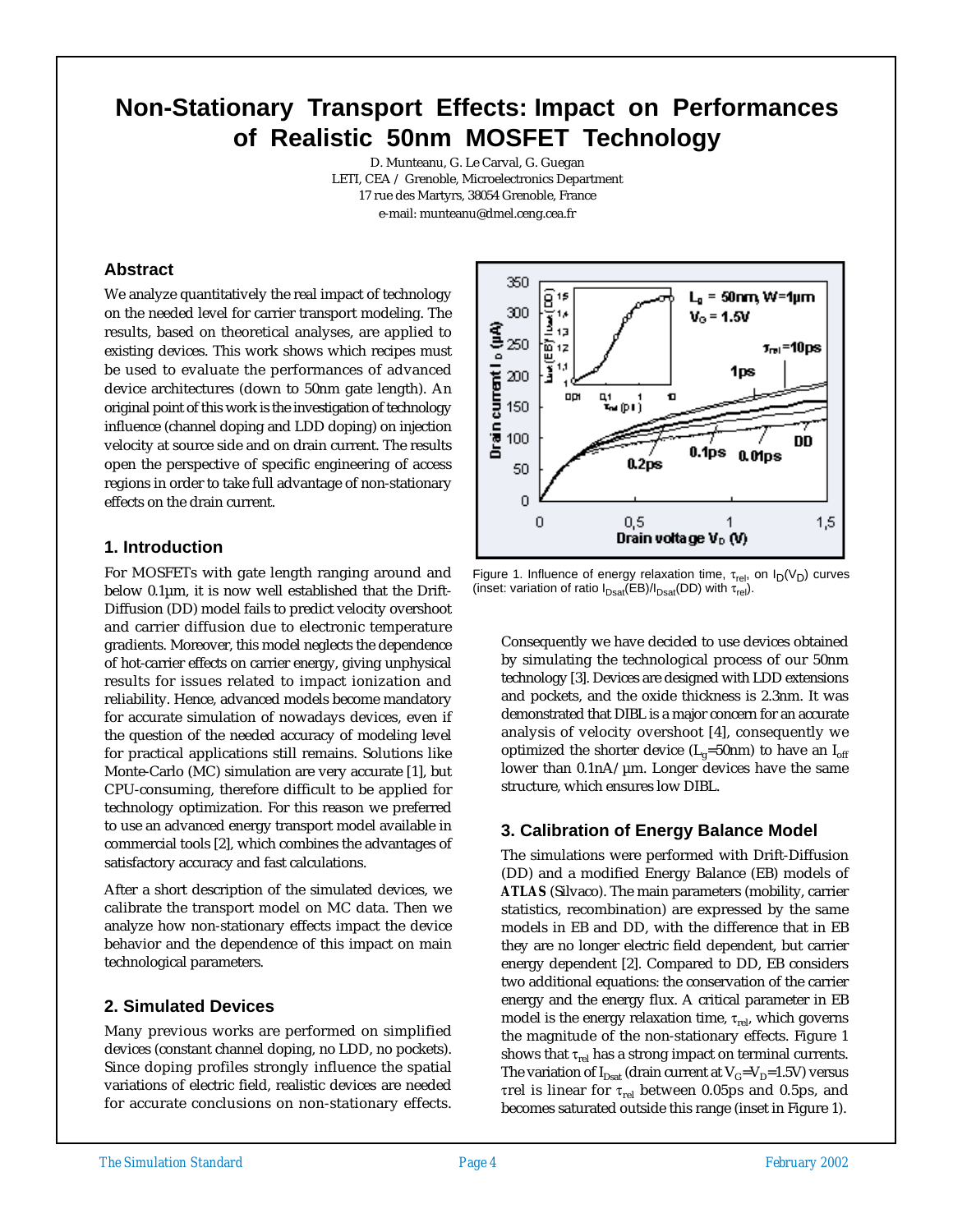# Non-Stationary Transport Effects: Impact on Performances of Realistic 50nm MOSFET Technology

D. Munteanu, G. Le Carval, G. Guegan
LETI, CEA / Grenoble, Microelectronics Department
17 rue des Martyrs, 38054 Grenoble, France
e-mail: munteanu@dmel.ceng.cea.fr

## Abstract

We analyze quantitatively the real impact of technology on the needed level for carrier transport modeling. The results, based on theoretical analyses, are applied to existing devices. This work shows which recipes must be used to evaluate the performances of advanced device architectures (down to 50nm gate length). An original point of this work is the investigation of technology influence (channel doping and LDD doping) on injection velocity at source side and on drain current. The results open the perspective of specific engineering of access regions in order to take full advantage of non-stationary effects on the drain current.

## 1. Introduction

For MOSFETs with gate length ranging around and below 0.1µm, it is now well established that the Drift-Diffusion (DD) model fails to predict velocity overshoot and carrier diffusion due to electronic temperature gradients. Moreover, this model neglects the dependence of hot-carrier effects on carrier energy, giving unphysical results for issues related to impact ionization and reliability. Hence, advanced models become mandatory for accurate simulation of nowadays devices, even if the question of the needed accuracy of modeling level for practical applications still remains. Solutions like Monte-Carlo (MC) simulation are very accurate [1], but CPU-consuming, therefore difficult to be applied for technology optimization. For this reason we preferred to use an advanced energy transport model available in commercial tools [2], which combines the advantages of satisfactory accuracy and fast calculations.

After a short description of the simulated devices, we calibrate the transport model on MC data. Then we analyze how non-stationary effects impact the device behavior and the dependence of this impact on main technological parameters.

## 2. Simulated Devices

Many previous works are performed on simplified devices (constant channel doping, no LDD, no pockets). Since doping profiles strongly influence the spatial variations of electric field, realistic devices are needed for accurate conclusions on non-stationary effects.

Figure 1. Influence of energy relaxation time, $\tau_{rel}$, on $I_D(V_D)$ curves (inset: variation of ratio $I_{Dsat}(EB)/I_{Dsat}(DD)$ with $\tau_{rel}$).

Consequently we have decided to use devices obtained by simulating the technological process of our 50nm technology [3]. Devices are designed with LDD extensions and pockets, and the oxide thickness is 2.3nm. It was demonstrated that DIBL is a major concern for an accurate analysis of velocity overshoot [4], consequently we optimized the shorter device ($L_g$=50nm) to have an $I_{off}$ lower than 0.1nA/µm. Longer devices have the same structure, which ensures low DIBL.

## 3. Calibration of Energy Balance Model

The simulations were performed with Drift-Diffusion (DD) and a modified Energy Balance (EB) models of ***ATLAS*** (Silvaco). The main parameters (mobility, carrier statistics, recombination) are expressed by the same models in EB and DD, with the difference that in EB they are no longer electric field dependent, but carrier energy dependent [2]. Compared to DD, EB considers two additional equations: the conservation of the carrier energy and the energy flux. A critical parameter in EB model is the energy relaxation time, $\tau_{rel}$, which governs the magnitude of the non-stationary effects. Figure 1 shows that $\tau_{rel}$ has a strong impact on terminal currents. The variation of $I_{Dsat}$ (drain current at $V_G$=$V_D$=1.5V) versus τrel is linear for $\tau_{rel}$ between 0.05ps and 0.5ps, and becomes saturated outside this range (inset in Figure 1).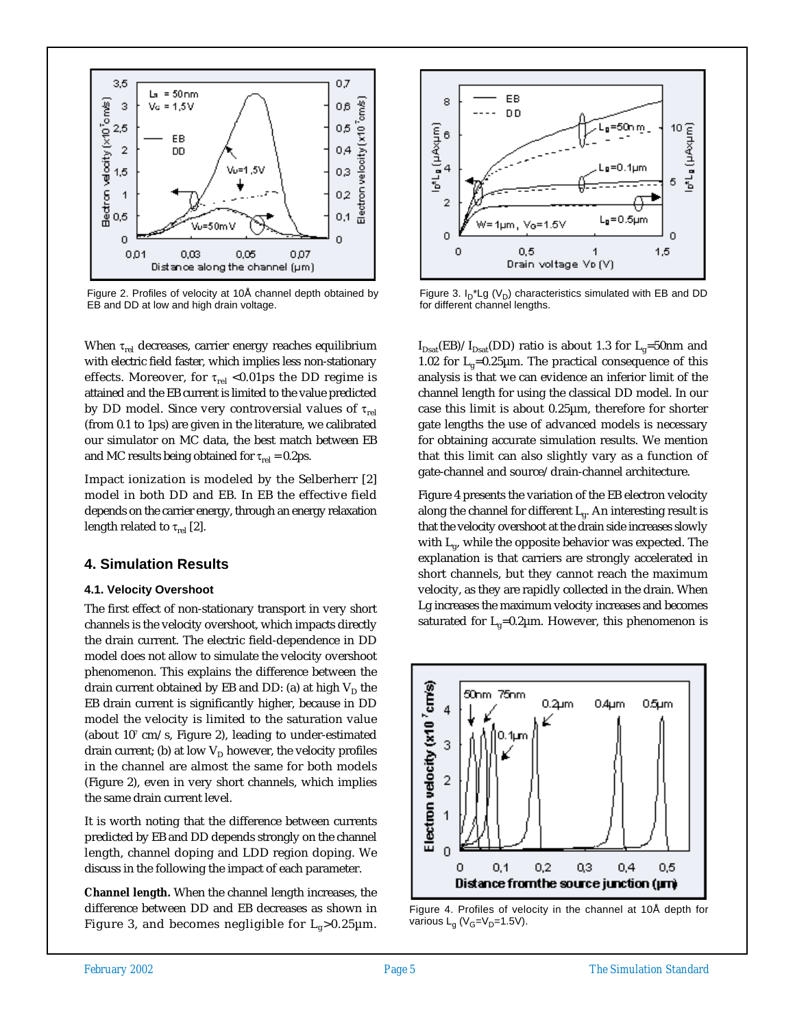Figure 2. Profiles of velocity at 10Å channel depth obtained by EB and DD at low and high drain voltage.

Figure 3. $I_D$*Lg ($V_D$) characteristics simulated with EB and DD for different channel lengths.

When $\tau_{rel}$ decreases, carrier energy reaches equilibrium with electric field faster, which implies less non-stationary effects. Moreover, for $\tau_{rel}$ <0.01ps the DD regime is attained and the EB current is limited to the value predicted by DD model. Since very controversial values of $\tau_{rel}$ (from 0.1 to 1ps) are given in the literature, we calibrated our simulator on MC data, the best match between EB and MC results being obtained for $\tau_{rel}$ = 0.2ps.

Impact ionization is modeled by the Selberherr [2] model in both DD and EB. In EB the effective field depends on the carrier energy, through an energy relaxation length related to $\tau_{rel}$ [2].

## 4. Simulation Results

### 4.1. Velocity Overshoot

The first effect of non-stationary transport in very short channels is the velocity overshoot, which impacts directly the drain current. The electric field-dependence in DD model does not allow to simulate the velocity overshoot phenomenon. This explains the difference between the drain current obtained by EB and DD: (a) at high $V_D$ the EB drain current is significantly higher, because in DD model the velocity is limited to the saturation value (about $10^7$ cm/s, Figure 2), leading to under-estimated drain current; (b) at low $V_D$ however, the velocity profiles in the channel are almost the same for both models (Figure 2), even in very short channels, which implies the same drain current level.

It is worth noting that the difference between currents predicted by EB and DD depends strongly on the channel length, channel doping and LDD region doping. We discuss in the following the impact of each parameter.

**Channel length.** When the channel length increases, the difference between DD and EB decreases as shown in Figure 3, and becomes negligible for $L_g$>0.25µm. $I_{Dsat}$(EB)/$I_{Dsat}$(DD) ratio is about 1.3 for $L_g$=50nm and 1.02 for $L_g$=0.25µm. The practical consequence of this analysis is that we can evidence an inferior limit of the channel length for using the classical DD model. In our case this limit is about 0.25µm, therefore for shorter gate lengths the use of advanced models is necessary for obtaining accurate simulation results. We mention that this limit can also slightly vary as a function of gate-channel and source/drain-channel architecture.

Figure 4 presents the variation of the EB electron velocity along the channel for different $L_g$. An interesting result is that the velocity overshoot at the drain side increases slowly with $L_g$, while the opposite behavior was expected. The explanation is that carriers are strongly accelerated in short channels, but they cannot reach the maximum velocity, as they are rapidly collected in the drain. When Lg increases the maximum velocity increases and becomes saturated for $L_g$=0.2µm. However, this phenomenon is

Figure 4. Profiles of velocity in the channel at 10Å depth for various $L_g$ ($V_G$=$V_D$=1.5V).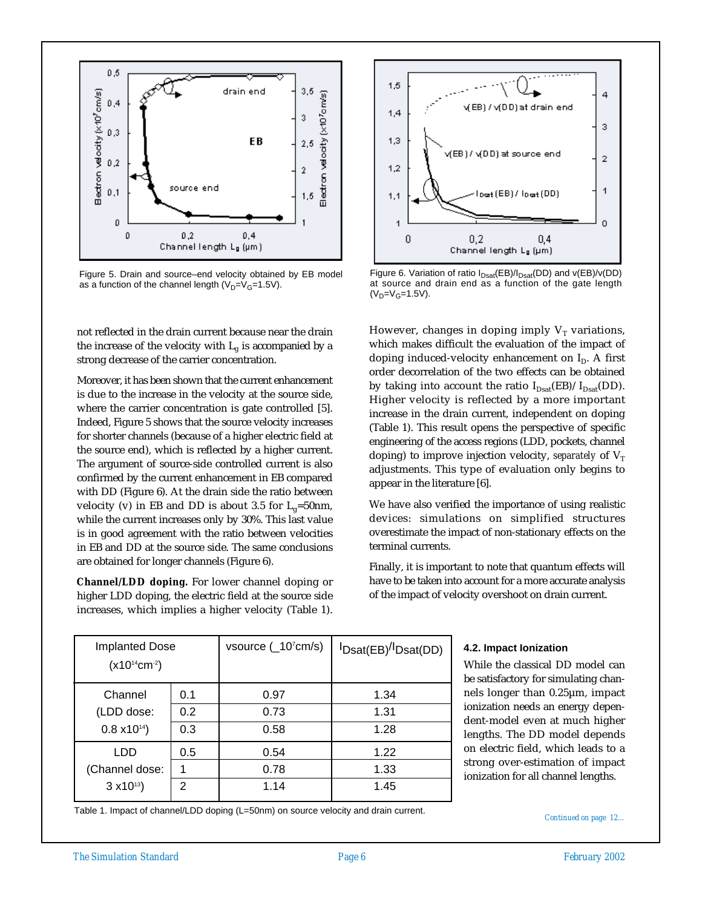Figure 5. Drain and source–end velocity obtained by EB model as a function of the channel length ($V_D$=$V_G$=1.5V).

Figure 6. Variation of ratio $I_{Dsat}$(EB)/$I_{Dsat}$(DD) and v(EB)/v(DD) at source and drain end as a function of the gate length ($V_D$=$V_G$=1.5V).

not reflected in the drain current because near the drain the increase of the velocity with $L_g$ is accompanied by a strong decrease of the carrier concentration.

Moreover, it has been shown that the current enhancement is due to the increase in the velocity at the source side, where the carrier concentration is gate controlled [5]. Indeed, Figure 5 shows that the source velocity increases for shorter channels (because of a higher electric field at the source end), which is reflected by a higher current. The argument of source-side controlled current is also confirmed by the current enhancement in EB compared with DD (Figure 6). At the drain side the ratio between velocity (v) in EB and DD is about 3.5 for $L_g$=50nm, while the current increases only by 30%. This last value is in good agreement with the ratio between velocities in EB and DD at the source side. The same conclusions are obtained for longer channels (Figure 6).

**Channel/LDD doping.** For lower channel doping or higher LDD doping, the electric field at the source side increases, which implies a higher velocity (Table 1).

However, changes in doping imply $V_T$ variations, which makes difficult the evaluation of the impact of doping induced-velocity enhancement on $I_D$. A first order decorrelation of the two effects can be obtained by taking into account the ratio $I_{Dsat}$(EB)/ $I_{Dsat}$(DD). Higher velocity is reflected by a more important increase in the drain current, independent on doping (Table 1). This result opens the perspective of specific engineering of the access regions (LDD, pockets, channel doping) to improve injection velocity, *separately* of $V_T$ adjustments. This type of evaluation only begins to appear in the literature [6].

We have also verified the importance of using realistic devices: simulations on simplified structures overestimate the impact of non-stationary effects on the terminal currents.

Finally, it is important to note that quantum effects will have to be taken into account for a more accurate analysis of the impact of velocity overshoot on drain current.

| Implanted Dose ($\times 10^{14}$cm$^{-2}$) | | vsource (_$10^7$cm/s) | $I_{Dsat(EB)}/I_{Dsat(DD)}$ |
|---|---|---|---|
| Channel (LDD dose: 0.8 $\times 10^{14}$) | 0.1 | 0.97 | 1.34 |
| | 0.2 | 0.73 | 1.31 |
| | 0.3 | 0.58 | 1.28 |
| LDD (Channel dose: 3 $\times 10^{13}$) | 0.5 | 0.54 | 1.22 |
| | 1 | 0.78 | 1.33 |
| | 2 | 1.14 | 1.45 |

Table 1. Impact of channel/LDD doping (L=50nm) on source velocity and drain current.

### 4.2. Impact Ionization

While the classical DD model can be satisfactory for simulating channels longer than 0.25µm, impact ionization needs an energy dependent-model even at much higher lengths. The DD model depends on electric field, which leads to a strong over-estimation of impact ionization for all channel lengths.

*Continued on page 12...*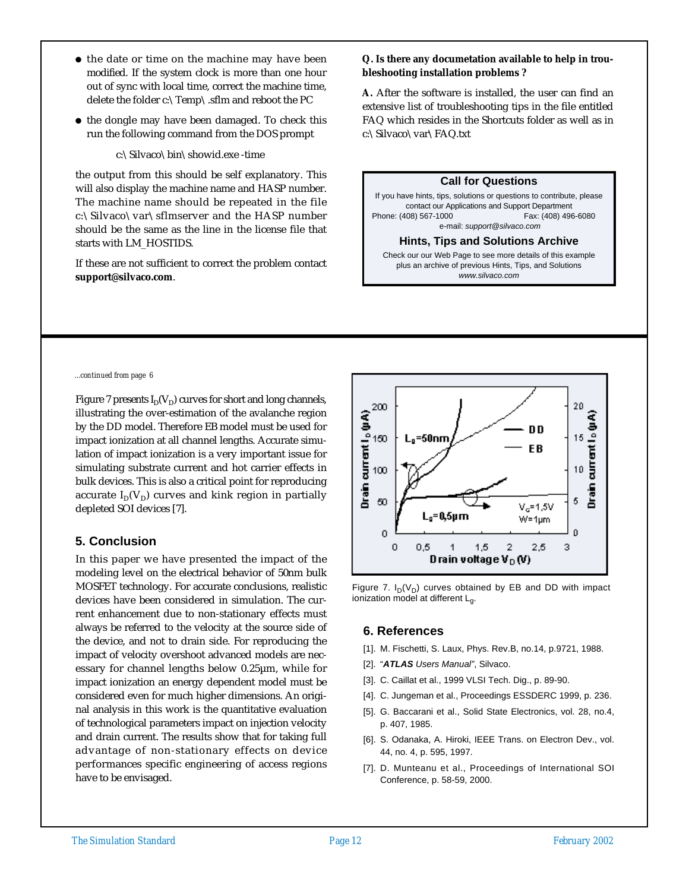- the date or time on the machine may have been modified. If the system clock is more than one hour out of sync with local time, correct the machine time, delete the folder c:\ Temp\ .sflm and reboot the PC
- the dongle may have been damaged. To check this run the following command from the DOS prompt

```
c:\Silvaco\bin\showid.exe -time
```

the output from this should be self explanatory. This will also display the machine name and HASP number. The machine name should be repeated in the file c:\ Silvaco\ var\ sflmserver and the HASP number should be the same as the line in the license file that starts with LM_HOSTIDS.

If these are not sufficient to correct the problem contact **support@silvaco.com**.

**Q. Is there any documetation available to help in troubleshooting installation problems ?**

**A.** After the software is installed, the user can find an extensive list of troubleshooting tips in the file entitled FAQ which resides in the Shortcuts folder as well as in c:\ Silvaco\ var\ FAQ.txt

**Call for Questions**

If you have hints, tips, solutions or questions to contribute, please contact our Applications and Support Department
Phone: (408) 567-1000 Fax: (408) 496-6080
e-mail: *support@silvaco.com*

**Hints, Tips and Solutions Archive**

Check our our Web Page to see more details of this example plus an archive of previous Hints, Tips, and Solutions
*www.silvaco.com*

---

*...continued from page 6*

Figure 7 presents $I_D(V_D)$ curves for short and long channels, illustrating the over-estimation of the avalanche region by the DD model. Therefore EB model must be used for impact ionization at all channel lengths. Accurate simulation of impact ionization is a very important issue for simulating substrate current and hot carrier effects in bulk devices. This is also a critical point for reproducing accurate $I_D(V_D)$ curves and kink region in partially depleted SOI devices [7].

Drain current $I_D$ (µA)
200
150
100
50
0
Drain current $I_D$ (µA)
20
15
10
5
0
$L_g$=50nm
DD
EB
$L_g$=0,5µm
$V_G$=1,5V
W=1µm
0 0,5 1 1,5 2 2,5 3
Drain voltage $V_D$ (V)

Figure 7. $I_D(V_D)$ curves obtained by EB and DD with impact ionization model at different $L_g$.

## 5. Conclusion

In this paper we have presented the impact of the modeling level on the electrical behavior of 50nm bulk MOSFET technology. For accurate conclusions, realistic devices have been considered in simulation. The current enhancement due to non-stationary effects must always be referred to the velocity at the source side of the device, and not to drain side. For reproducing the impact of velocity overshoot advanced models are necessary for channel lengths below 0.25µm, while for impact ionization an energy dependent model must be considered even for much higher dimensions. An original analysis in this work is the quantitative evaluation of technological parameters impact on injection velocity and drain current. The results show that for taking full advantage of non-stationary effects on device performances specific engineering of access regions have to be envisaged.

## 6. References

[1]. M. Fischetti, S. Laux, Phys. Rev.B, no.14, p.9721, 1988.

[2]. "***ATLAS** Users Manual*", Silvaco.

[3]. C. Caillat et al., 1999 VLSI Tech. Dig., p. 89-90.

[4]. C. Jungeman et al., Proceedings ESSDERC 1999, p. 236.

[5]. G. Baccarani et al., Solid State Electronics, vol. 28, no.4, p. 407, 1985.

[6]. S. Odanaka, A. Hiroki, IEEE Trans. on Electron Dev., vol. 44, no. 4, p. 595, 1997.

[7]. D. Munteanu et al., Proceedings of International SOI Conference, p. 58-59, 2000.